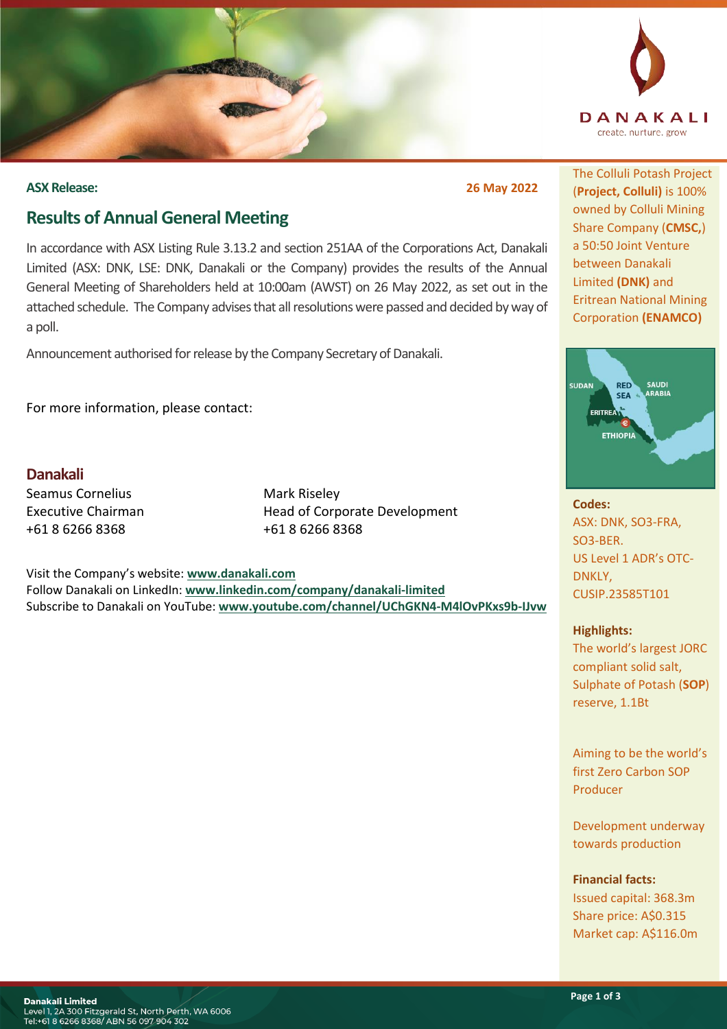**ASX Release:** **26 May 2022**

# Results of Annual General Meeting

In accordance with ASX Listing Rule 3.13.2 and section 251AA of the Corporations Act, Danakali Limited (ASX: DNK, LSE: DNK, Danakali or the Company) provides the results of the Annual General Meeting of Shareholders held at 10:00am (AWST) on 26 May 2022, as set out in the attached schedule. The Company advises that all resolutions were passed and decided by way of a poll.

Announcement authorised for release by the Company Secretary of Danakali.

For more information, please contact:

## Danakali

Seamus Cornelius
Executive Chairman
+61 8 6266 8368

Mark Riseley
Head of Corporate Development
+61 8 6266 8368

Visit the Company's website: **www.danakali.com**
Follow Danakali on LinkedIn: **www.linkedin.com/company/danakali-limited**
Subscribe to Danakali on YouTube: **www.youtube.com/channel/UChGKN4-M4lOvPKxs9b-IJvw**

The Colluli Potash Project (**Project, Colluli**) is 100% owned by Colluli Mining Share Company (**CMSC,**) a 50:50 Joint Venture between Danakali Limited **(DNK)** and Eritrean National Mining Corporation **(ENAMCO)**

**Codes:**
ASX: DNK, SO3-FRA, SO3-BER.
US Level 1 ADR's OTC-DNKLY,
CUSIP.23585T101

**Highlights:**
The world's largest JORC compliant solid salt, Sulphate of Potash (**SOP**) reserve, 1.1Bt

Aiming to be the world's first Zero Carbon SOP Producer

Development underway towards production

**Financial facts:**
Issued capital: 368.3m
Share price: A$0.315
Market cap: A$116.0m

**Danakali Limited**
Level 1, 2A 300 Fitzgerald St, North Perth, WA 6006
Tel:+61 8 6266 8368/ ABN 56 097 904 302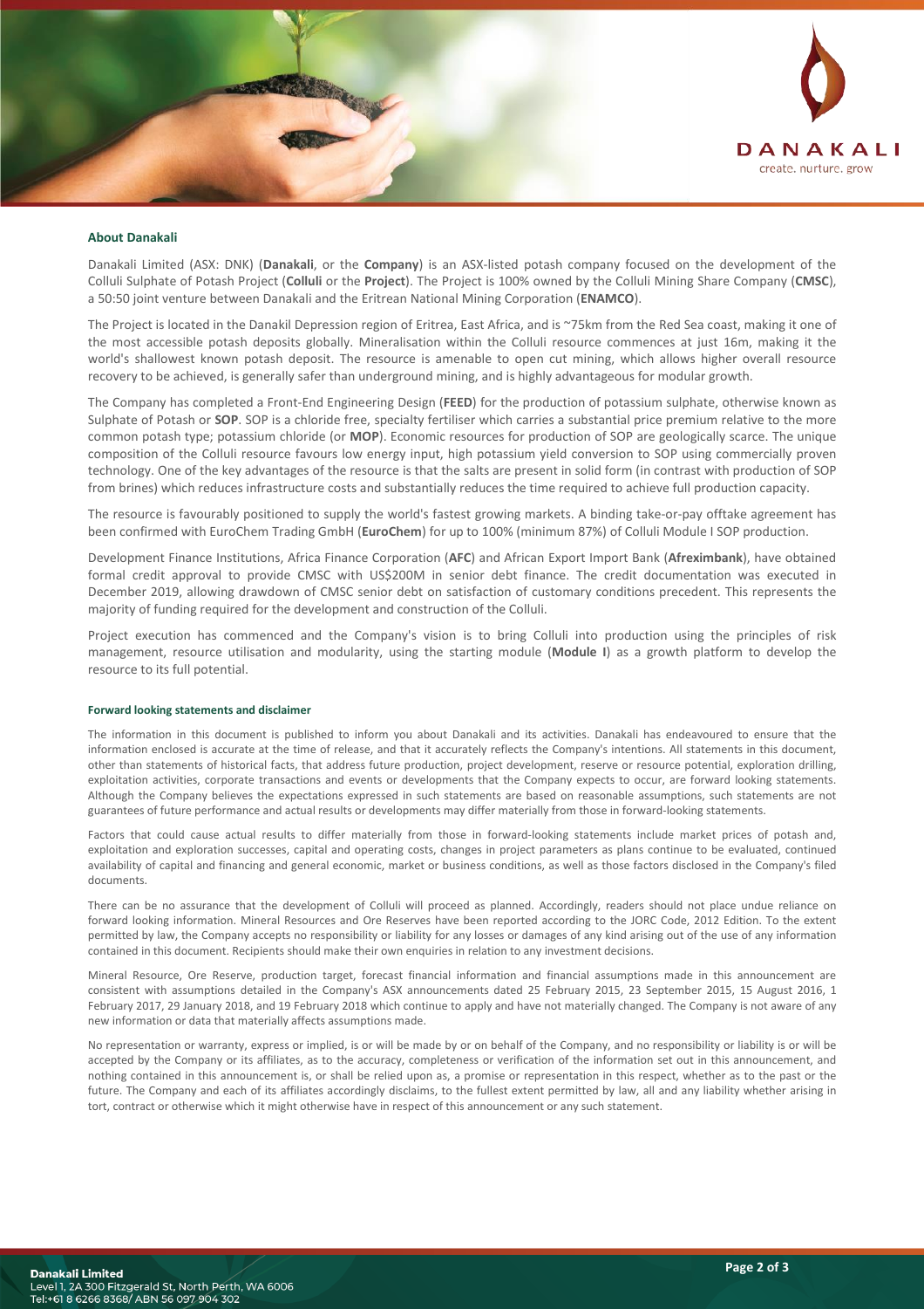## About Danakali

Danakali Limited (ASX: DNK) (**Danakali**, or the **Company**) is an ASX-listed potash company focused on the development of the Colluli Sulphate of Potash Project (**Colluli** or the **Project**). The Project is 100% owned by the Colluli Mining Share Company (**CMSC**), a 50:50 joint venture between Danakali and the Eritrean National Mining Corporation (**ENAMCO**).

The Project is located in the Danakil Depression region of Eritrea, East Africa, and is ~75km from the Red Sea coast, making it one of the most accessible potash deposits globally. Mineralisation within the Colluli resource commences at just 16m, making it the world's shallowest known potash deposit. The resource is amenable to open cut mining, which allows higher overall resource recovery to be achieved, is generally safer than underground mining, and is highly advantageous for modular growth.

The Company has completed a Front-End Engineering Design (**FEED**) for the production of potassium sulphate, otherwise known as Sulphate of Potash or **SOP**. SOP is a chloride free, specialty fertiliser which carries a substantial price premium relative to the more common potash type; potassium chloride (or **MOP**). Economic resources for production of SOP are geologically scarce. The unique composition of the Colluli resource favours low energy input, high potassium yield conversion to SOP using commercially proven technology. One of the key advantages of the resource is that the salts are present in solid form (in contrast with production of SOP from brines) which reduces infrastructure costs and substantially reduces the time required to achieve full production capacity.

The resource is favourably positioned to supply the world's fastest growing markets. A binding take-or-pay offtake agreement has been confirmed with EuroChem Trading GmbH (**EuroChem**) for up to 100% (minimum 87%) of Colluli Module I SOP production.

Development Finance Institutions, Africa Finance Corporation (**AFC**) and African Export Import Bank (**Afreximbank**), have obtained formal credit approval to provide CMSC with US$200M in senior debt finance. The credit documentation was executed in December 2019, allowing drawdown of CMSC senior debt on satisfaction of customary conditions precedent. This represents the majority of funding required for the development and construction of the Colluli.

Project execution has commenced and the Company's vision is to bring Colluli into production using the principles of risk management, resource utilisation and modularity, using the starting module (**Module I**) as a growth platform to develop the resource to its full potential.

#### Forward looking statements and disclaimer

The information in this document is published to inform you about Danakali and its activities. Danakali has endeavoured to ensure that the information enclosed is accurate at the time of release, and that it accurately reflects the Company's intentions. All statements in this document, other than statements of historical facts, that address future production, project development, reserve or resource potential, exploration drilling, exploitation activities, corporate transactions and events or developments that the Company expects to occur, are forward looking statements. Although the Company believes the expectations expressed in such statements are based on reasonable assumptions, such statements are not guarantees of future performance and actual results or developments may differ materially from those in forward-looking statements.

Factors that could cause actual results to differ materially from those in forward-looking statements include market prices of potash and, exploitation and exploration successes, capital and operating costs, changes in project parameters as plans continue to be evaluated, continued availability of capital and financing and general economic, market or business conditions, as well as those factors disclosed in the Company's filed documents.

There can be no assurance that the development of Colluli will proceed as planned. Accordingly, readers should not place undue reliance on forward looking information. Mineral Resources and Ore Reserves have been reported according to the JORC Code, 2012 Edition. To the extent permitted by law, the Company accepts no responsibility or liability for any losses or damages of any kind arising out of the use of any information contained in this document. Recipients should make their own enquiries in relation to any investment decisions.

Mineral Resource, Ore Reserve, production target, forecast financial information and financial assumptions made in this announcement are consistent with assumptions detailed in the Company's ASX announcements dated 25 February 2015, 23 September 2015, 15 August 2016, 1 February 2017, 29 January 2018, and 19 February 2018 which continue to apply and have not materially changed. The Company is not aware of any new information or data that materially affects assumptions made.

No representation or warranty, express or implied, is or will be made by or on behalf of the Company, and no responsibility or liability is or will be accepted by the Company or its affiliates, as to the accuracy, completeness or verification of the information set out in this announcement, and nothing contained in this announcement is, or shall be relied upon as, a promise or representation in this respect, whether as to the past or the future. The Company and each of its affiliates accordingly disclaims, to the fullest extent permitted by law, all and any liability whether arising in tort, contract or otherwise which it might otherwise have in respect of this announcement or any such statement.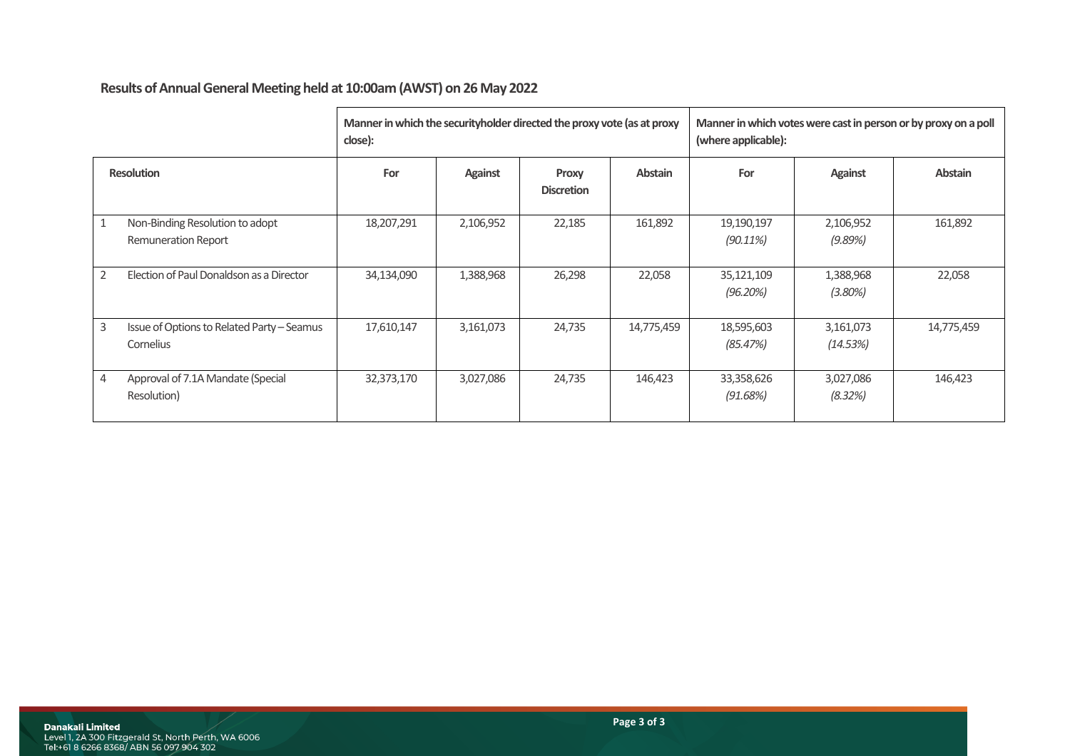## Results of Annual General Meeting held at 10:00am (AWST) on 26 May 2022

| | | Manner in which the securityholder directed the proxy vote (as at proxy close): | | | | Manner in which votes were cast in person or by proxy on a poll (where applicable): | | |
|---|---|---|---|---|---|---|---|---|
| Resolution | | For | Against | Proxy Discretion | Abstain | For | Against | Abstain |
| 1 | Non-Binding Resolution to adopt Remuneration Report | 18,207,291 | 2,106,952 | 22,185 | 161,892 | 19,190,197 *(90.11%)* | 2,106,952 *(9.89%)* | 161,892 |
| 2 | Election of Paul Donaldson as a Director | 34,134,090 | 1,388,968 | 26,298 | 22,058 | 35,121,109 *(96.20%)* | 1,388,968 *(3.80%)* | 22,058 |
| 3 | Issue of Options to Related Party – Seamus Cornelius | 17,610,147 | 3,161,073 | 24,735 | 14,775,459 | 18,595,603 *(85.47%)* | 3,161,073 *(14.53%)* | 14,775,459 |
| 4 | Approval of 7.1A Mandate (Special Resolution) | 32,373,170 | 3,027,086 | 24,735 | 146,423 | 33,358,626 *(91.68%)* | 3,027,086 *(8.32%)* | 146,423 |